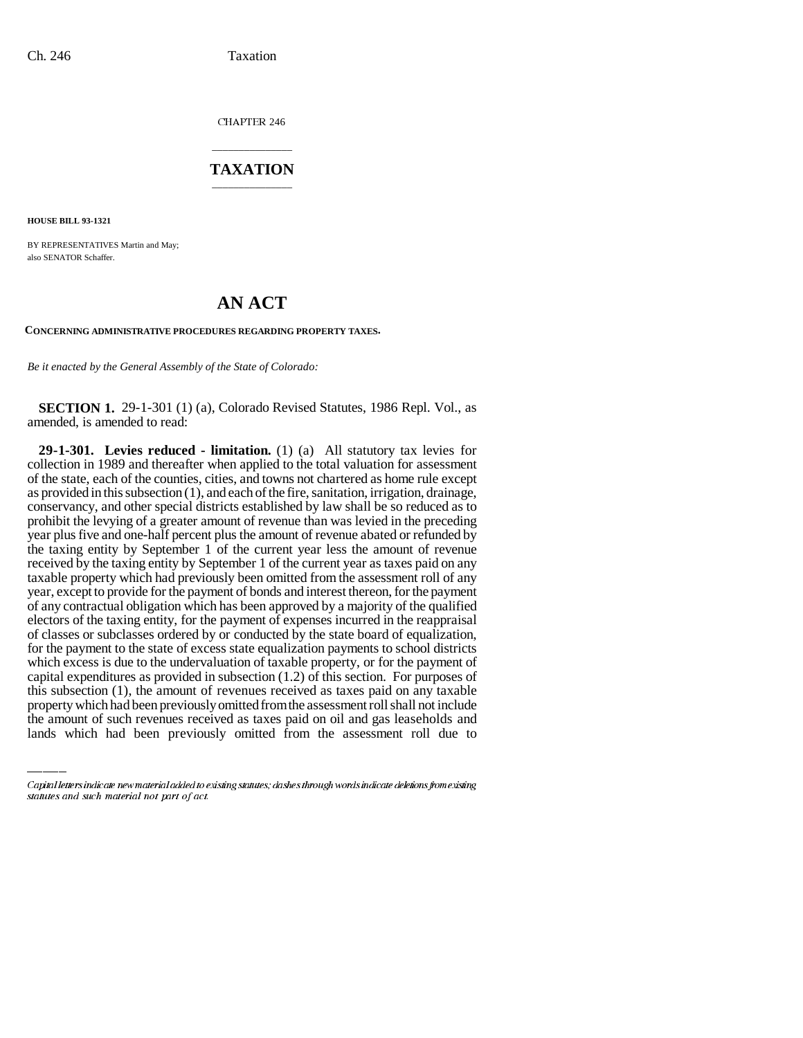CHAPTER 246

# TAXATION

**HOUSE BILL 93-1321**

BY REPRESENTATIVES Martin and May;
also SENATOR Schaffer.

# AN ACT

**CONCERNING ADMINISTRATIVE PROCEDURES REGARDING PROPERTY TAXES.**

*Be it enacted by the General Assembly of the State of Colorado:*

**SECTION 1.** 29-1-301 (1) (a), Colorado Revised Statutes, 1986 Repl. Vol., as amended, is amended to read:

**29-1-301. Levies reduced - limitation.** (1) (a) All statutory tax levies for collection in 1989 and thereafter when applied to the total valuation for assessment of the state, each of the counties, cities, and towns not chartered as home rule except as provided in this subsection (1), and each of the fire, sanitation, irrigation, drainage, conservancy, and other special districts established by law shall be so reduced as to prohibit the levying of a greater amount of revenue than was levied in the preceding year plus five and one-half percent plus the amount of revenue abated or refunded by the taxing entity by September 1 of the current year less the amount of revenue received by the taxing entity by September 1 of the current year as taxes paid on any taxable property which had previously been omitted from the assessment roll of any year, except to provide for the payment of bonds and interest thereon, for the payment of any contractual obligation which has been approved by a majority of the qualified electors of the taxing entity, for the payment of expenses incurred in the reappraisal of classes or subclasses ordered by or conducted by the state board of equalization, for the payment to the state of excess state equalization payments to school districts which excess is due to the undervaluation of taxable property, or for the payment of capital expenditures as provided in subsection (1.2) of this section. For purposes of this subsection (1), the amount of revenues received as taxes paid on any taxable property which had been previously omitted from the assessment roll shall not include the amount of such revenues received as taxes paid on oil and gas leaseholds and lands which had been previously omitted from the assessment roll due to

Capital letters indicate new material added to existing statutes; dashes through words indicate deletions from existing statutes and such material not part of act.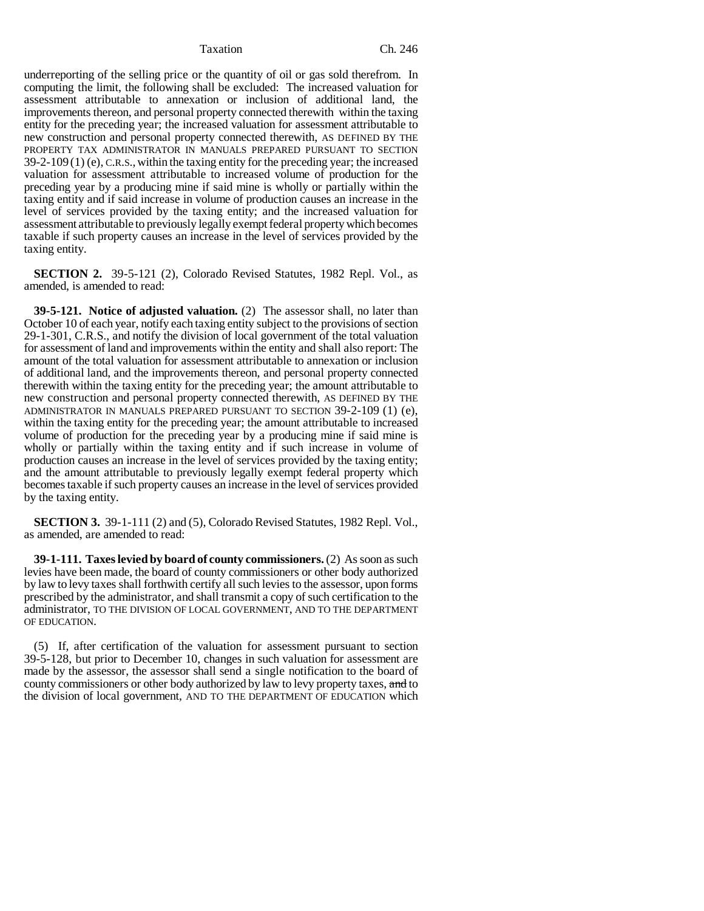underreporting of the selling price or the quantity of oil or gas sold therefrom. In computing the limit, the following shall be excluded: The increased valuation for assessment attributable to annexation or inclusion of additional land, the improvements thereon, and personal property connected therewith within the taxing entity for the preceding year; the increased valuation for assessment attributable to new construction and personal property connected therewith, AS DEFINED BY THE PROPERTY TAX ADMINISTRATOR IN MANUALS PREPARED PURSUANT TO SECTION 39-2-109 (1) (e), C.R.S., within the taxing entity for the preceding year; the increased valuation for assessment attributable to increased volume of production for the preceding year by a producing mine if said mine is wholly or partially within the taxing entity and if said increase in volume of production causes an increase in the level of services provided by the taxing entity; and the increased valuation for assessment attributable to previously legally exempt federal property which becomes taxable if such property causes an increase in the level of services provided by the taxing entity.

**SECTION 2.** 39-5-121 (2), Colorado Revised Statutes, 1982 Repl. Vol., as amended, is amended to read:

**39-5-121. Notice of adjusted valuation.** (2) The assessor shall, no later than October 10 of each year, notify each taxing entity subject to the provisions of section 29-1-301, C.R.S., and notify the division of local government of the total valuation for assessment of land and improvements within the entity and shall also report: The amount of the total valuation for assessment attributable to annexation or inclusion of additional land, and the improvements thereon, and personal property connected therewith within the taxing entity for the preceding year; the amount attributable to new construction and personal property connected therewith, AS DEFINED BY THE ADMINISTRATOR IN MANUALS PREPARED PURSUANT TO SECTION 39-2-109 (1) (e), within the taxing entity for the preceding year; the amount attributable to increased volume of production for the preceding year by a producing mine if said mine is wholly or partially within the taxing entity and if such increase in volume of production causes an increase in the level of services provided by the taxing entity; and the amount attributable to previously legally exempt federal property which becomes taxable if such property causes an increase in the level of services provided by the taxing entity.

**SECTION 3.** 39-1-111 (2) and (5), Colorado Revised Statutes, 1982 Repl. Vol., as amended, are amended to read:

**39-1-111. Taxes levied by board of county commissioners.** (2) As soon as such levies have been made, the board of county commissioners or other body authorized by law to levy taxes shall forthwith certify all such levies to the assessor, upon forms prescribed by the administrator, and shall transmit a copy of such certification to the administrator, TO THE DIVISION OF LOCAL GOVERNMENT, AND TO THE DEPARTMENT OF EDUCATION.

(5) If, after certification of the valuation for assessment pursuant to section 39-5-128, but prior to December 10, changes in such valuation for assessment are made by the assessor, the assessor shall send a single notification to the board of county commissioners or other body authorized by law to levy property taxes, ~~and~~ to the division of local government, AND TO THE DEPARTMENT OF EDUCATION which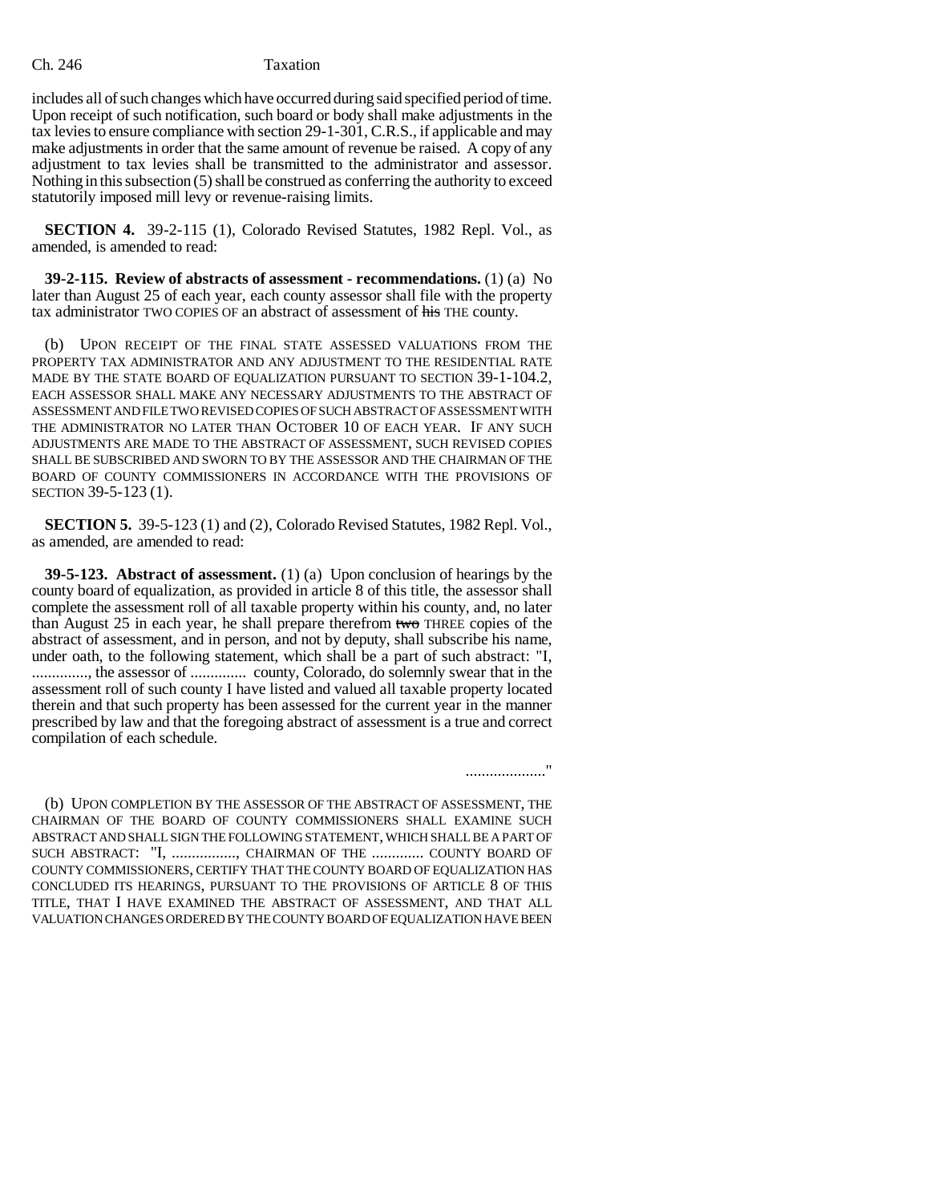includes all of such changes which have occurred during said specified period of time. Upon receipt of such notification, such board or body shall make adjustments in the tax levies to ensure compliance with section 29-1-301, C.R.S., if applicable and may make adjustments in order that the same amount of revenue be raised. A copy of any adjustment to tax levies shall be transmitted to the administrator and assessor. Nothing in this subsection (5) shall be construed as conferring the authority to exceed statutorily imposed mill levy or revenue-raising limits.

**SECTION 4.** 39-2-115 (1), Colorado Revised Statutes, 1982 Repl. Vol., as amended, is amended to read:

**39-2-115. Review of abstracts of assessment - recommendations.** (1) (a) No later than August 25 of each year, each county assessor shall file with the property tax administrator TWO COPIES OF an abstract of assessment of ~~his~~ THE county.

(b) UPON RECEIPT OF THE FINAL STATE ASSESSED VALUATIONS FROM THE PROPERTY TAX ADMINISTRATOR AND ANY ADJUSTMENT TO THE RESIDENTIAL RATE MADE BY THE STATE BOARD OF EQUALIZATION PURSUANT TO SECTION 39-1-104.2, EACH ASSESSOR SHALL MAKE ANY NECESSARY ADJUSTMENTS TO THE ABSTRACT OF ASSESSMENT AND FILE TWO REVISED COPIES OF SUCH ABSTRACT OF ASSESSMENT WITH THE ADMINISTRATOR NO LATER THAN OCTOBER 10 OF EACH YEAR. IF ANY SUCH ADJUSTMENTS ARE MADE TO THE ABSTRACT OF ASSESSMENT, SUCH REVISED COPIES SHALL BE SUBSCRIBED AND SWORN TO BY THE ASSESSOR AND THE CHAIRMAN OF THE BOARD OF COUNTY COMMISSIONERS IN ACCORDANCE WITH THE PROVISIONS OF SECTION 39-5-123 (1).

**SECTION 5.** 39-5-123 (1) and (2), Colorado Revised Statutes, 1982 Repl. Vol., as amended, are amended to read:

**39-5-123. Abstract of assessment.** (1) (a) Upon conclusion of hearings by the county board of equalization, as provided in article 8 of this title, the assessor shall complete the assessment roll of all taxable property within his county, and, no later than August 25 in each year, he shall prepare therefrom ~~two~~ THREE copies of the abstract of assessment, and in person, and not by deputy, shall subscribe his name, under oath, to the following statement, which shall be a part of such abstract: "I, .............., the assessor of .............. county, Colorado, do solemnly swear that in the assessment roll of such county I have listed and valued all taxable property located therein and that such property has been assessed for the current year in the manner prescribed by law and that the foregoing abstract of assessment is a true and correct compilation of each schedule.

...................."

(b) UPON COMPLETION BY THE ASSESSOR OF THE ABSTRACT OF ASSESSMENT, THE CHAIRMAN OF THE BOARD OF COUNTY COMMISSIONERS SHALL EXAMINE SUCH ABSTRACT AND SHALL SIGN THE FOLLOWING STATEMENT, WHICH SHALL BE A PART OF SUCH ABSTRACT: "I, ................, CHAIRMAN OF THE ............. COUNTY BOARD OF COUNTY COMMISSIONERS, CERTIFY THAT THE COUNTY BOARD OF EQUALIZATION HAS CONCLUDED ITS HEARINGS, PURSUANT TO THE PROVISIONS OF ARTICLE 8 OF THIS TITLE, THAT I HAVE EXAMINED THE ABSTRACT OF ASSESSMENT, AND THAT ALL VALUATION CHANGES ORDERED BY THE COUNTY BOARD OF EQUALIZATION HAVE BEEN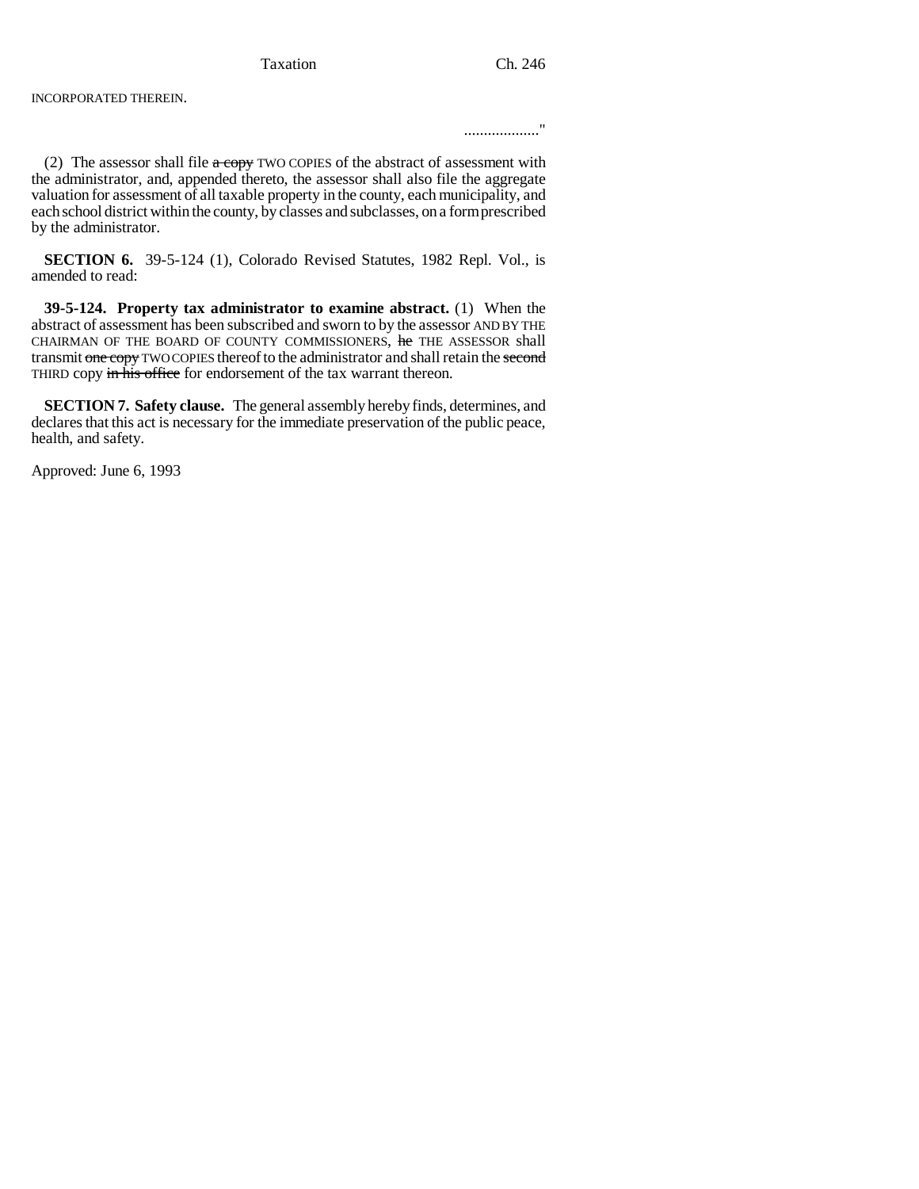INCORPORATED THEREIN.

..................."

(2) The assessor shall file ~~a copy~~ TWO COPIES of the abstract of assessment with the administrator, and, appended thereto, the assessor shall also file the aggregate valuation for assessment of all taxable property in the county, each municipality, and each school district within the county, by classes and subclasses, on a form prescribed by the administrator.

**SECTION 6.** 39-5-124 (1), Colorado Revised Statutes, 1982 Repl. Vol., is amended to read:

**39-5-124. Property tax administrator to examine abstract.** (1) When the abstract of assessment has been subscribed and sworn to by the assessor AND BY THE CHAIRMAN OF THE BOARD OF COUNTY COMMISSIONERS, ~~he~~ THE ASSESSOR shall transmit ~~one copy~~ TWO COPIES thereof to the administrator and shall retain the ~~second~~ THIRD copy ~~in his office~~ for endorsement of the tax warrant thereon.

**SECTION 7. Safety clause.** The general assembly hereby finds, determines, and declares that this act is necessary for the immediate preservation of the public peace, health, and safety.

Approved: June 6, 1993